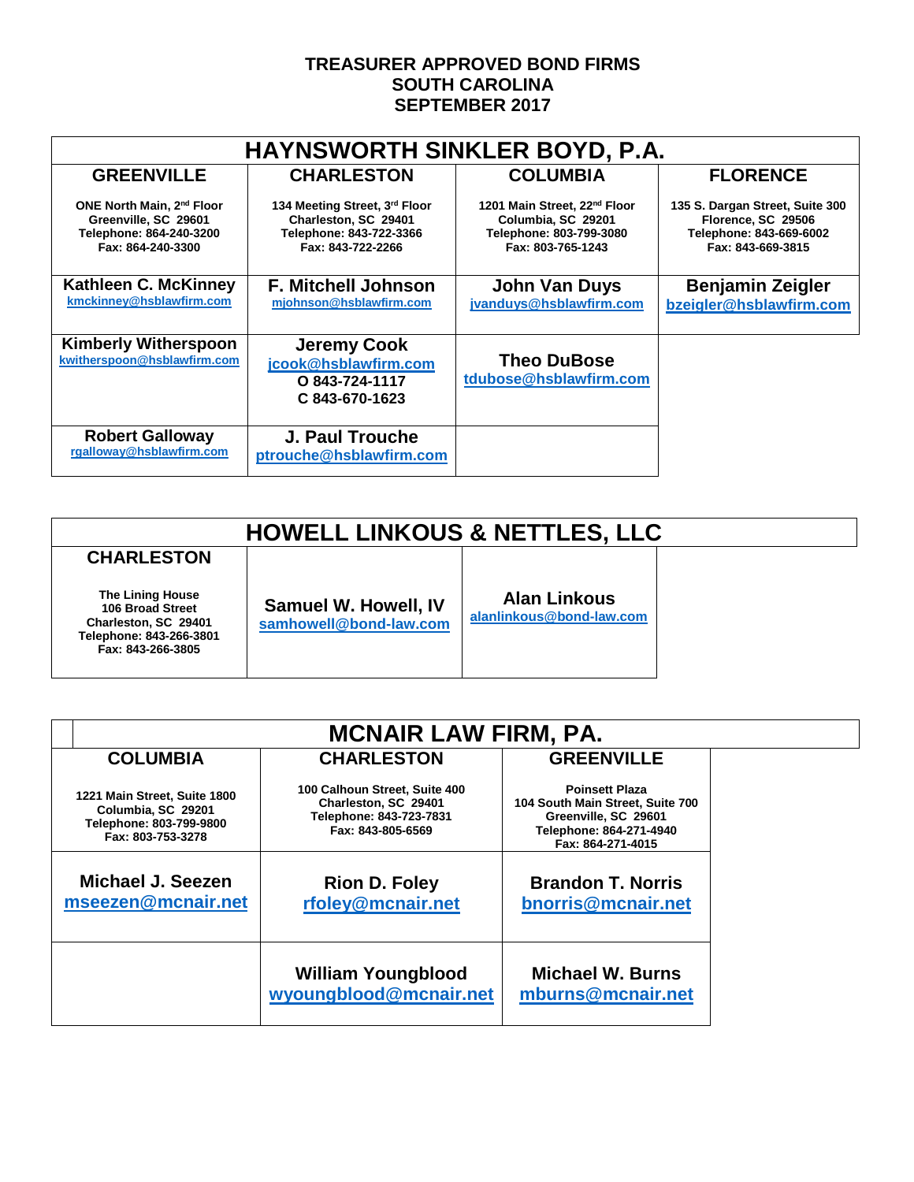# TREASURER APPROVED BOND FIRMS
# SOUTH CAROLINA
# SEPTEMBER 2017

## HAYNSWORTH SINKLER BOYD, P.A.

| GREENVILLE | CHARLESTON | COLUMBIA | FLORENCE |
|---|---|---|---|
| ONE North Main, 2nd Floor<br>Greenville, SC 29601<br>Telephone: 864-240-3200<br>Fax: 864-240-3300 | 134 Meeting Street, 3rd Floor<br>Charleston, SC 29401<br>Telephone: 843-722-3366<br>Fax: 843-722-2266 | 1201 Main Street, 22nd Floor<br>Columbia, SC 29201<br>Telephone: 803-799-3080<br>Fax: 803-765-1243 | 135 S. Dargan Street, Suite 300<br>Florence, SC 29506<br>Telephone: 843-669-6002<br>Fax: 843-669-3815 |
| **Kathleen C. McKinney**<br>kmckinney@hsblawfirm.com | **F. Mitchell Johnson**<br>mjohnson@hsblawfirm.com | **John Van Duys**<br>jvanduys@hsblawfirm.com | **Benjamin Zeigler**<br>bzeigler@hsblawfirm.com |
| **Kimberly Witherspoon**<br>kwitherspoon@hsblawfirm.com | **Jeremy Cook**<br>jcook@hsblawfirm.com<br>O 843-724-1117<br>C 843-670-1623 | **Theo DuBose**<br>tdubose@hsblawfirm.com | |
| **Robert Galloway**<br>rgalloway@hsblawfirm.com | **J. Paul Trouche**<br>ptrouche@hsblawfirm.com | | |

## HOWELL LINKOUS & NETTLES, LLC

| CHARLESTON | | |
|---|---|---|
| The Lining House<br>106 Broad Street<br>Charleston, SC 29401<br>Telephone: 843-266-3801<br>Fax: 843-266-3805 | **Samuel W. Howell, IV**<br>samhowell@bond-law.com | **Alan Linkous**<br>alanlinkous@bond-law.com |

## MCNAIR LAW FIRM, PA.

| COLUMBIA | CHARLESTON | GREENVILLE |
|---|---|---|
| 1221 Main Street, Suite 1800<br>Columbia, SC 29201<br>Telephone: 803-799-9800<br>Fax: 803-753-3278 | 100 Calhoun Street, Suite 400<br>Charleston, SC 29401<br>Telephone: 843-723-7831<br>Fax: 843-805-6569 | Poinsett Plaza<br>104 South Main Street, Suite 700<br>Greenville, SC 29601<br>Telephone: 864-271-4940<br>Fax: 864-271-4015 |
| **Michael J. Seezen**<br>mseezen@mcnair.net | **Rion D. Foley**<br>rfoley@mcnair.net | **Brandon T. Norris**<br>bnorris@mcnair.net |
| | **William Youngblood**<br>wyoungblood@mcnair.net | **Michael W. Burns**<br>mburns@mcnair.net |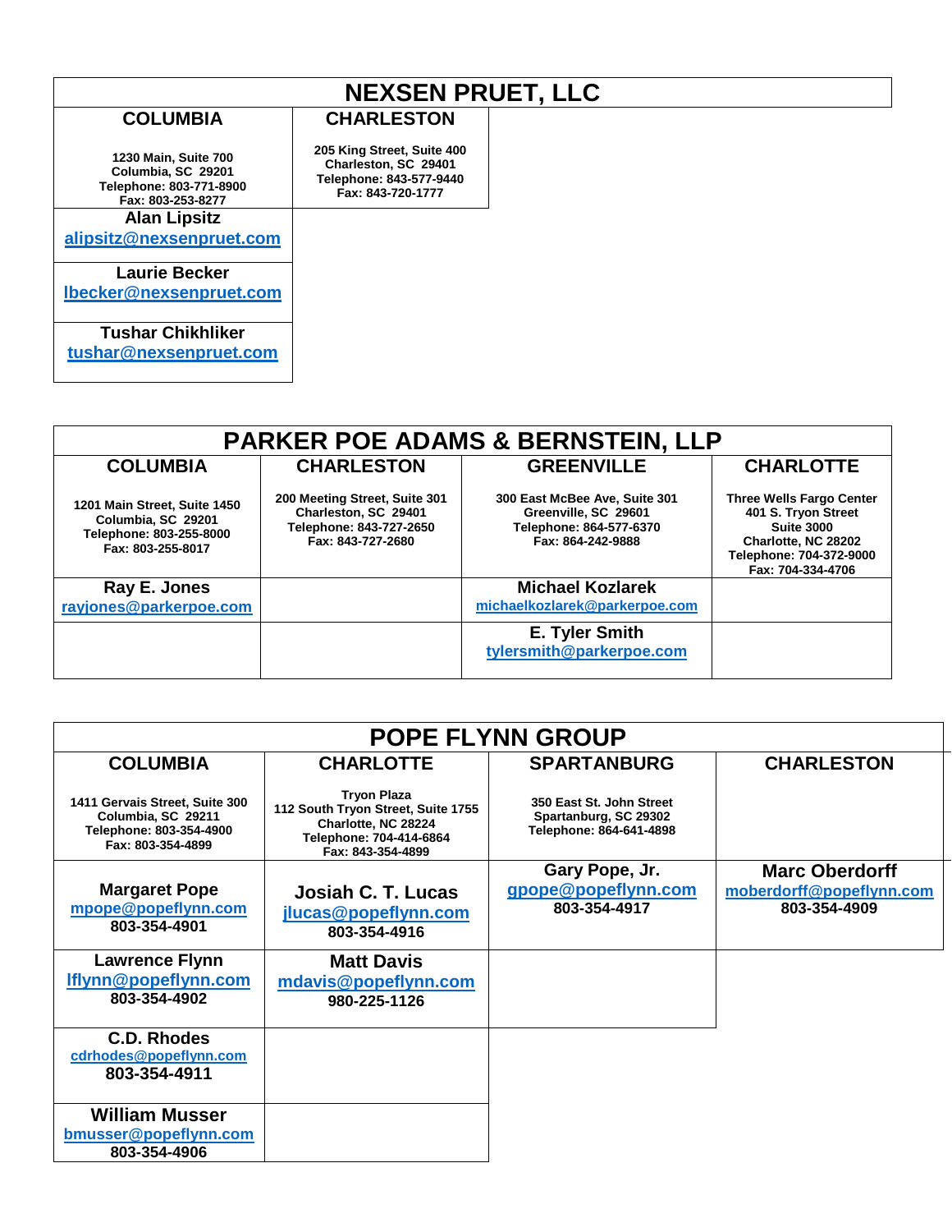## NEXSEN PRUET, LLC

| COLUMBIA | CHARLESTON |
|---|---|
| 1230 Main, Suite 700<br>Columbia, SC 29201<br>Telephone: 803-771-8900<br>Fax: 803-253-8277 | 205 King Street, Suite 400<br>Charleston, SC 29401<br>Telephone: 843-577-9440<br>Fax: 843-720-1777 |
| Alan Lipsitz<br>alipsitz@nexsenpruet.com | |
| Laurie Becker<br>lbecker@nexsenpruet.com | |
| Tushar Chikhliker<br>tushar@nexsenpruet.com | |

## PARKER POE ADAMS & BERNSTEIN, LLP

| COLUMBIA | CHARLESTON | GREENVILLE | CHARLOTTE |
|---|---|---|---|
| 1201 Main Street, Suite 1450<br>Columbia, SC 29201<br>Telephone: 803-255-8000<br>Fax: 803-255-8017 | 200 Meeting Street, Suite 301<br>Charleston, SC 29401<br>Telephone: 843-727-2650<br>Fax: 843-727-2680 | 300 East McBee Ave, Suite 301<br>Greenville, SC 29601<br>Telephone: 864-577-6370<br>Fax: 864-242-9888 | Three Wells Fargo Center<br>401 S. Tryon Street<br>Suite 3000<br>Charlotte, NC 28202<br>Telephone: 704-372-9000<br>Fax: 704-334-4706 |
| Ray E. Jones<br>rayjones@parkerpoe.com | | Michael Kozlarek<br>michaelkozlarek@parkerpoe.com | |
| | | E. Tyler Smith<br>tylersmith@parkerpoe.com | |

## POPE FLYNN GROUP

| COLUMBIA | CHARLOTTE | SPARTANBURG | CHARLESTON |
|---|---|---|---|
| 1411 Gervais Street, Suite 300<br>Columbia, SC 29211<br>Telephone: 803-354-4900<br>Fax: 803-354-4899 | Tryon Plaza<br>112 South Tryon Street, Suite 1755<br>Charlotte, NC 28224<br>Telephone: 704-414-6864<br>Fax: 843-354-4899 | 350 East St. John Street<br>Spartanburg, SC 29302<br>Telephone: 864-641-4898 | |
| Margaret Pope<br>mpope@popeflynn.com<br>803-354-4901 | Josiah C. T. Lucas<br>jlucas@popeflynn.com<br>803-354-4916 | Gary Pope, Jr.<br>gpope@popeflynn.com<br>803-354-4917 | Marc Oberdorff<br>moberdorff@popeflynn.com<br>803-354-4909 |
| Lawrence Flynn<br>lflynn@popeflynn.com<br>803-354-4902 | Matt Davis<br>mdavis@popeflynn.com<br>980-225-1126 | | |
| C.D. Rhodes<br>cdrhodes@popeflynn.com<br>803-354-4911 | | | |
| William Musser<br>bmusser@popeflynn.com<br>803-354-4906 | | | |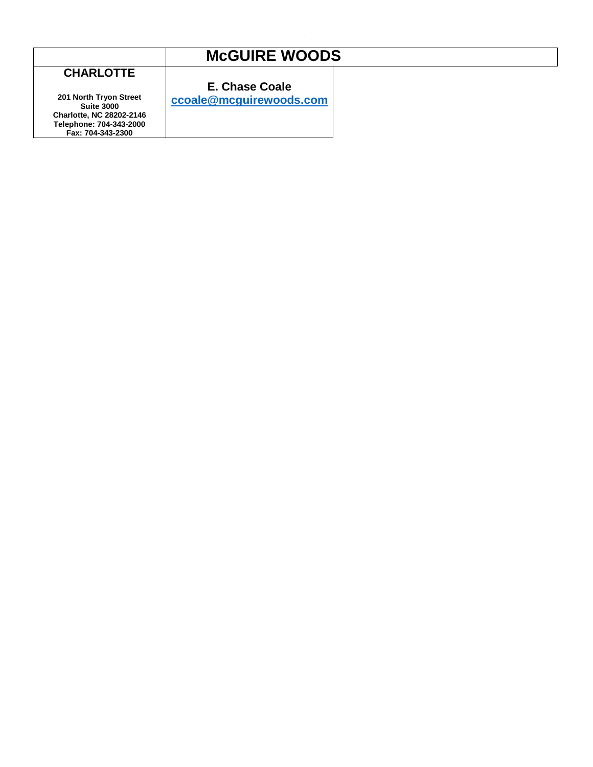| | McGUIRE WOODS |
|---|---|
| **CHARLOTTE**<br><br>**201 North Tryon Street**<br>**Suite 3000**<br>**Charlotte, NC 28202-2146**<br>**Telephone: 704-343-2000**<br>**Fax: 704-343-2300** | **E. Chase Coale**<br>**ccoale@mcguirewoods.com** |